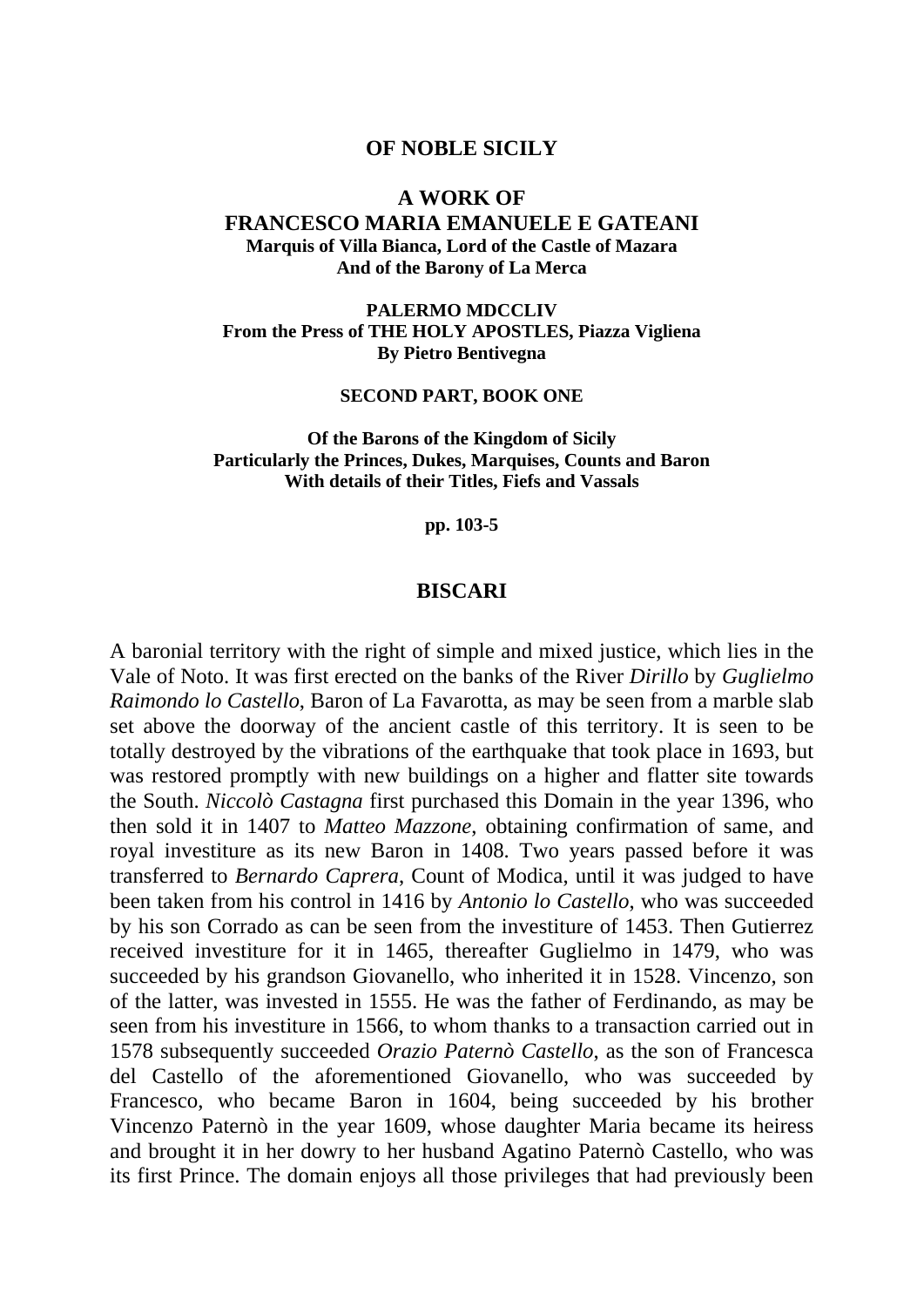**OF NOBLE SICILY**

**A WORK OF**
**FRANCESCO MARIA EMANUELE E GATEANI**
**Marquis of Villa Bianca, Lord of the Castle of Mazara**
**And of the Barony of La Merca**

**PALERMO MDCCLIV**
**From the Press of THE HOLY APOSTLES, Piazza Vigliena**
**By Pietro Bentivegna**

**SECOND PART, BOOK ONE**

**Of the Barons of the Kingdom of Sicily**
**Particularly the Princes, Dukes, Marquises, Counts and Baron**
**With details of their Titles, Fiefs and Vassals**

**pp. 103-5**

## BISCARI

A baronial territory with the right of simple and mixed justice, which lies in the Vale of Noto. It was first erected on the banks of the River *Dirillo* by *Guglielmo Raimondo lo Castello*, Baron of La Favarotta, as may be seen from a marble slab set above the doorway of the ancient castle of this territory. It is seen to be totally destroyed by the vibrations of the earthquake that took place in 1693, but was restored promptly with new buildings on a higher and flatter site towards the South. *Niccolò Castagna* first purchased this Domain in the year 1396, who then sold it in 1407 to *Matteo Mazzone*, obtaining confirmation of same, and royal investiture as its new Baron in 1408. Two years passed before it was transferred to *Bernardo Caprera*, Count of Modica, until it was judged to have been taken from his control in 1416 by *Antonio lo Castello*, who was succeeded by his son Corrado as can be seen from the investiture of 1453. Then Gutierrez received investiture for it in 1465, thereafter Guglielmo in 1479, who was succeeded by his grandson Giovanello, who inherited it in 1528. Vincenzo, son of the latter, was invested in 1555. He was the father of Ferdinando, as may be seen from his investiture in 1566, to whom thanks to a transaction carried out in 1578 subsequently succeeded *Orazio Paternò Castello*, as the son of Francesca del Castello of the aforementioned Giovanello, who was succeeded by Francesco, who became Baron in 1604, being succeeded by his brother Vincenzo Paternò in the year 1609, whose daughter Maria became its heiress and brought it in her dowry to her husband Agatino Paternò Castello, who was its first Prince. The domain enjoys all those privileges that had previously been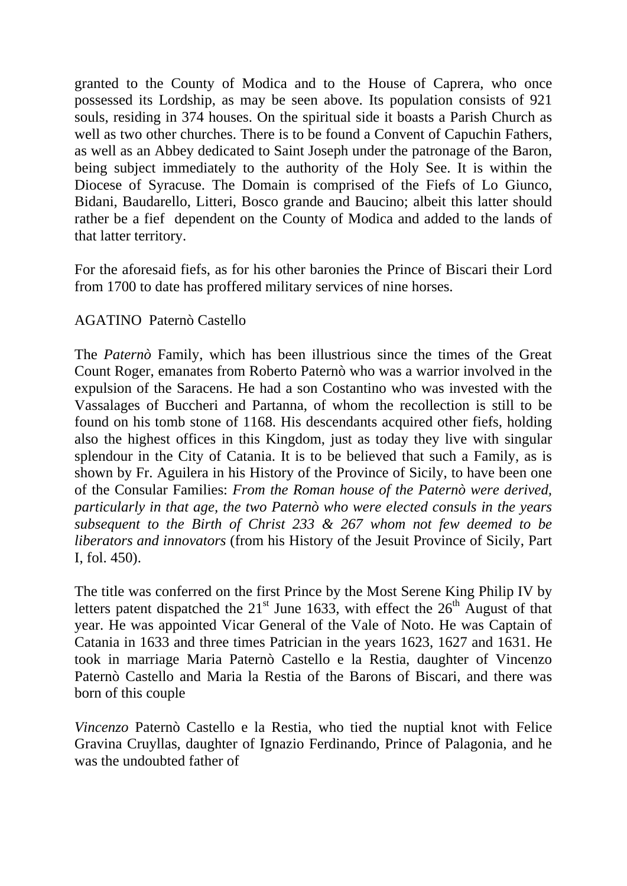granted to the County of Modica and to the House of Caprera, who once possessed its Lordship, as may be seen above. Its population consists of 921 souls, residing in 374 houses. On the spiritual side it boasts a Parish Church as well as two other churches. There is to be found a Convent of Capuchin Fathers, as well as an Abbey dedicated to Saint Joseph under the patronage of the Baron, being subject immediately to the authority of the Holy See. It is within the Diocese of Syracuse. The Domain is comprised of the Fiefs of Lo Giunco, Bidani, Baudarello, Litteri, Bosco grande and Baucino; albeit this latter should rather be a fief dependent on the County of Modica and added to the lands of that latter territory.

For the aforesaid fiefs, as for his other baronies the Prince of Biscari their Lord from 1700 to date has proffered military services of nine horses.

AGATINO Paternò Castello

The *Paternò* Family, which has been illustrious since the times of the Great Count Roger, emanates from Roberto Paternò who was a warrior involved in the expulsion of the Saracens. He had a son Costantino who was invested with the Vassalages of Buccheri and Partanna, of whom the recollection is still to be found on his tomb stone of 1168. His descendants acquired other fiefs, holding also the highest offices in this Kingdom, just as today they live with singular splendour in the City of Catania. It is to be believed that such a Family, as is shown by Fr. Aguilera in his History of the Province of Sicily, to have been one of the Consular Families: *From the Roman house of the Paternò were derived, particularly in that age, the two Paternò who were elected consuls in the years subsequent to the Birth of Christ 233 & 267 whom not few deemed to be liberators and innovators* (from his History of the Jesuit Province of Sicily, Part I, fol. 450).

The title was conferred on the first Prince by the Most Serene King Philip IV by letters patent dispatched the 21st June 1633, with effect the 26th August of that year. He was appointed Vicar General of the Vale of Noto. He was Captain of Catania in 1633 and three times Patrician in the years 1623, 1627 and 1631. He took in marriage Maria Paternò Castello e la Restia, daughter of Vincenzo Paternò Castello and Maria la Restia of the Barons of Biscari, and there was born of this couple

*Vincenzo* Paternò Castello e la Restia, who tied the nuptial knot with Felice Gravina Cruyllas, daughter of Ignazio Ferdinando, Prince of Palagonia, and he was the undoubted father of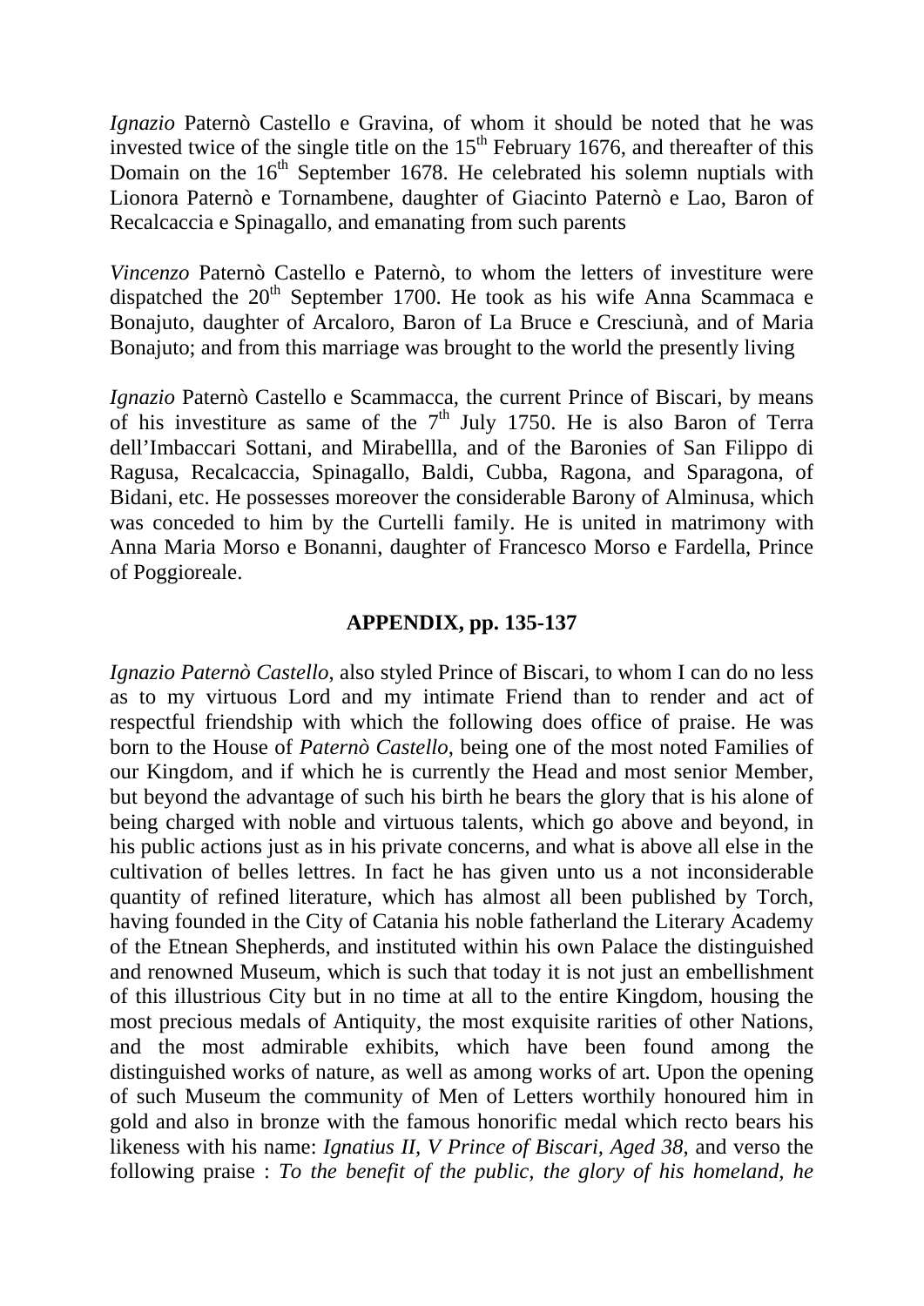*Ignazio* Paternò Castello e Gravina, of whom it should be noted that he was invested twice of the single title on the 15th February 1676, and thereafter of this Domain on the 16th September 1678. He celebrated his solemn nuptials with Lionora Paternò e Tornambene, daughter of Giacinto Paternò e Lao, Baron of Recalcaccia e Spinagallo, and emanating from such parents

*Vincenzo* Paternò Castello e Paternò, to whom the letters of investiture were dispatched the 20th September 1700. He took as his wife Anna Scammaca e Bonajuto, daughter of Arcaloro, Baron of La Bruce e Cresciunà, and of Maria Bonajuto; and from this marriage was brought to the world the presently living

*Ignazio* Paternò Castello e Scammacca, the current Prince of Biscari, by means of his investiture as same of the 7th July 1750. He is also Baron of Terra dell'Imbaccari Sottani, and Mirabellla, and of the Baronies of San Filippo di Ragusa, Recalcaccia, Spinagallo, Baldi, Cubba, Ragona, and Sparagona, of Bidani, etc. He possesses moreover the considerable Barony of Alminusa, which was conceded to him by the Curtelli family. He is united in matrimony with Anna Maria Morso e Bonanni, daughter of Francesco Morso e Fardella, Prince of Poggioreale.

**APPENDIX, pp. 135-137**

*Ignazio Paternò Castello*, also styled Prince of Biscari, to whom I can do no less as to my virtuous Lord and my intimate Friend than to render and act of respectful friendship with which the following does office of praise. He was born to the House of *Paternò Castello*, being one of the most noted Families of our Kingdom, and if which he is currently the Head and most senior Member, but beyond the advantage of such his birth he bears the glory that is his alone of being charged with noble and virtuous talents, which go above and beyond, in his public actions just as in his private concerns, and what is above all else in the cultivation of belles lettres. In fact he has given unto us a not inconsiderable quantity of refined literature, which has almost all been published by Torch, having founded in the City of Catania his noble fatherland the Literary Academy of the Etnean Shepherds, and instituted within his own Palace the distinguished and renowned Museum, which is such that today it is not just an embellishment of this illustrious City but in no time at all to the entire Kingdom, housing the most precious medals of Antiquity, the most exquisite rarities of other Nations, and the most admirable exhibits, which have been found among the distinguished works of nature, as well as among works of art. Upon the opening of such Museum the community of Men of Letters worthily honoured him in gold and also in bronze with the famous honorific medal which recto bears his likeness with his name: *Ignatius II, V Prince of Biscari, Aged 38*, and verso the following praise : *To the benefit of the public, the glory of his homeland, he*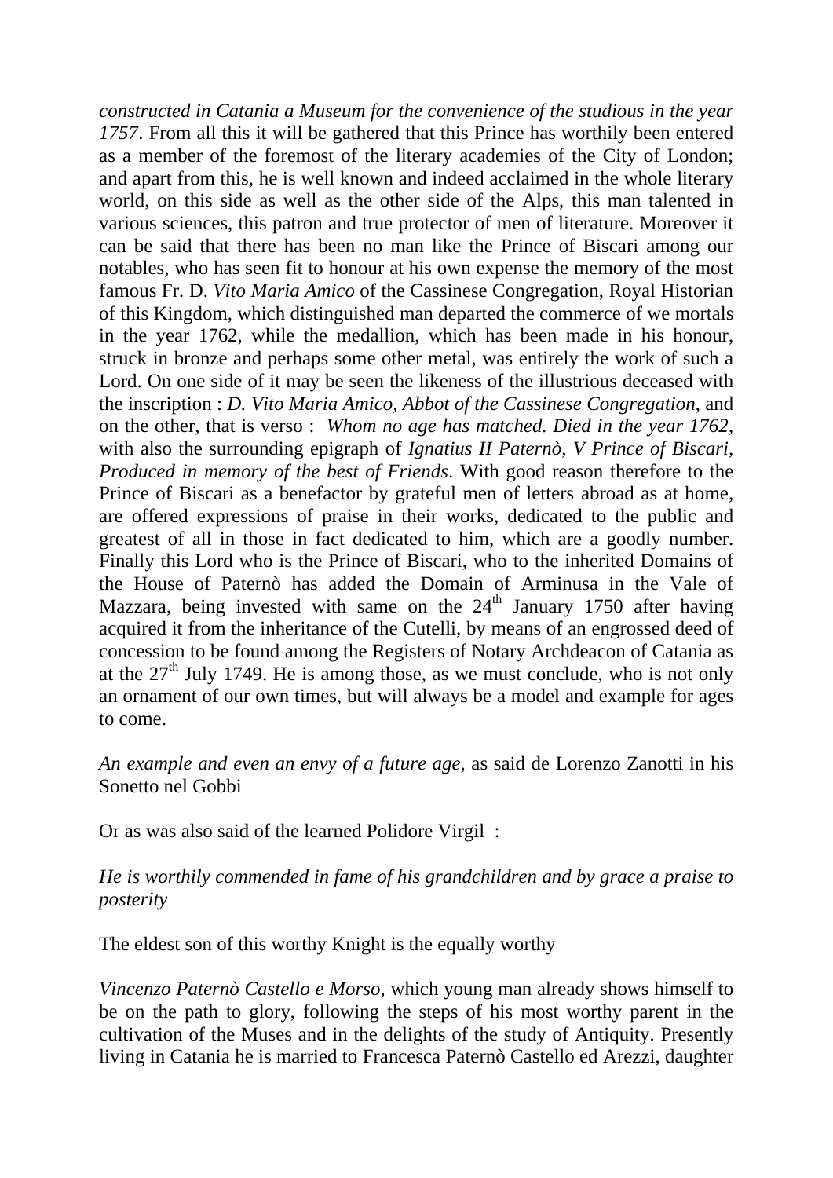*constructed in Catania a Museum for the convenience of the studious in the year 1757*. From all this it will be gathered that this Prince has worthily been entered as a member of the foremost of the literary academies of the City of London; and apart from this, he is well known and indeed acclaimed in the whole literary world, on this side as well as the other side of the Alps, this man talented in various sciences, this patron and true protector of men of literature. Moreover it can be said that there has been no man like the Prince of Biscari among our notables, who has seen fit to honour at his own expense the memory of the most famous Fr. D. *Vito Maria Amico* of the Cassinese Congregation, Royal Historian of this Kingdom, which distinguished man departed the commerce of we mortals in the year 1762, while the medallion, which has been made in his honour, struck in bronze and perhaps some other metal, was entirely the work of such a Lord. On one side of it may be seen the likeness of the illustrious deceased with the inscription : *D. Vito Maria Amico, Abbot of the Cassinese Congregation*, and on the other, that is verso : *Whom no age has matched. Died in the year 1762*, with also the surrounding epigraph of *Ignatius II Paternò, V Prince of Biscari, Produced in memory of the best of Friends*. With good reason therefore to the Prince of Biscari as a benefactor by grateful men of letters abroad as at home, are offered expressions of praise in their works, dedicated to the public and greatest of all in those in fact dedicated to him, which are a goodly number. Finally this Lord who is the Prince of Biscari, who to the inherited Domains of the House of Paternò has added the Domain of Arminusa in the Vale of Mazzara, being invested with same on the 24th January 1750 after having acquired it from the inheritance of the Cutelli, by means of an engrossed deed of concession to be found among the Registers of Notary Archdeacon of Catania as at the 27th July 1749. He is among those, as we must conclude, who is not only an ornament of our own times, but will always be a model and example for ages to come.

*An example and even an envy of a future age*, as said de Lorenzo Zanotti in his Sonetto nel Gobbi

Or as was also said of the learned Polidore Virgil :

*He is worthily commended in fame of his grandchildren and by grace a praise to posterity*

The eldest son of this worthy Knight is the equally worthy

*Vincenzo Paternò Castello e Morso*, which young man already shows himself to be on the path to glory, following the steps of his most worthy parent in the cultivation of the Muses and in the delights of the study of Antiquity. Presently living in Catania he is married to Francesca Paternò Castello ed Arezzi, daughter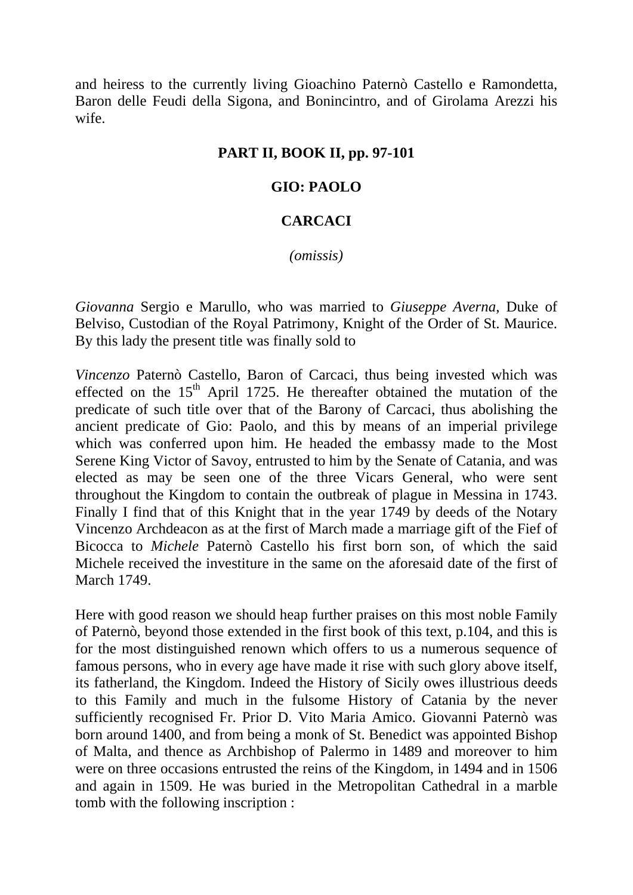and heiress to the currently living Gioachino Paternò Castello e Ramondetta, Baron delle Feudi della Sigona, and Bonincintro, and of Girolama Arezzi his wife.

**PART II, BOOK II, pp. 97-101**

**GIO: PAOLO**

**CARCACI**

*(omissis)*

*Giovanna* Sergio e Marullo, who was married to *Giuseppe Averna*, Duke of Belviso, Custodian of the Royal Patrimony, Knight of the Order of St. Maurice. By this lady the present title was finally sold to

*Vincenzo* Paternò Castello, Baron of Carcaci, thus being invested which was effected on the 15th April 1725. He thereafter obtained the mutation of the predicate of such title over that of the Barony of Carcaci, thus abolishing the ancient predicate of Gio: Paolo, and this by means of an imperial privilege which was conferred upon him. He headed the embassy made to the Most Serene King Victor of Savoy, entrusted to him by the Senate of Catania, and was elected as may be seen one of the three Vicars General, who were sent throughout the Kingdom to contain the outbreak of plague in Messina in 1743. Finally I find that of this Knight that in the year 1749 by deeds of the Notary Vincenzo Archdeacon as at the first of March made a marriage gift of the Fief of Bicocca to *Michele* Paternò Castello his first born son, of which the said Michele received the investiture in the same on the aforesaid date of the first of March 1749.

Here with good reason we should heap further praises on this most noble Family of Paternò, beyond those extended in the first book of this text, p.104, and this is for the most distinguished renown which offers to us a numerous sequence of famous persons, who in every age have made it rise with such glory above itself, its fatherland, the Kingdom. Indeed the History of Sicily owes illustrious deeds to this Family and much in the fulsome History of Catania by the never sufficiently recognised Fr. Prior D. Vito Maria Amico. Giovanni Paternò was born around 1400, and from being a monk of St. Benedict was appointed Bishop of Malta, and thence as Archbishop of Palermo in 1489 and moreover to him were on three occasions entrusted the reins of the Kingdom, in 1494 and in 1506 and again in 1509. He was buried in the Metropolitan Cathedral in a marble tomb with the following inscription :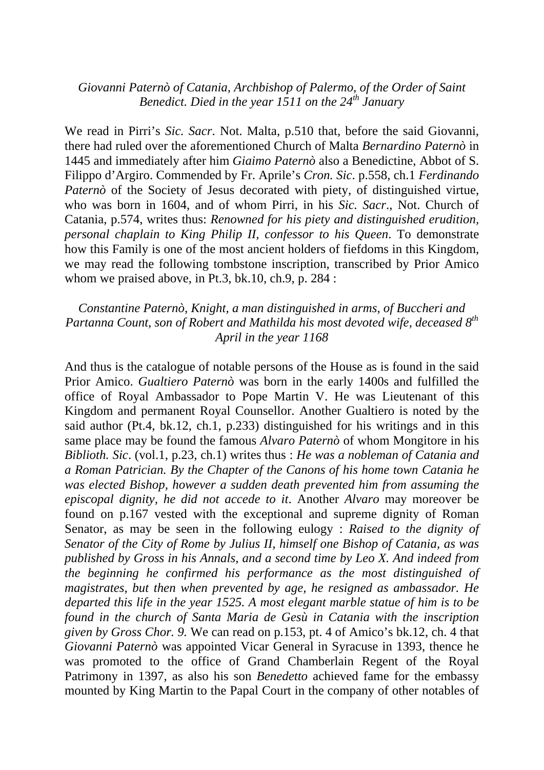*Giovanni Paternò of Catania, Archbishop of Palermo, of the Order of Saint Benedict. Died in the year 1511 on the 24th January*

We read in Pirri's *Sic. Sacr*. Not. Malta, p.510 that, before the said Giovanni, there had ruled over the aforementioned Church of Malta *Bernardino Paternò* in 1445 and immediately after him *Giaimo Paternò* also a Benedictine, Abbot of S. Filippo d'Argiro. Commended by Fr. Aprile's *Cron. Sic*. p.558, ch.1 *Ferdinando Paternò* of the Society of Jesus decorated with piety, of distinguished virtue, who was born in 1604, and of whom Pirri, in his *Sic. Sacr*., Not. Church of Catania, p.574, writes thus: *Renowned for his piety and distinguished erudition, personal chaplain to King Philip II, confessor to his Queen*. To demonstrate how this Family is one of the most ancient holders of fiefdoms in this Kingdom, we may read the following tombstone inscription, transcribed by Prior Amico whom we praised above, in Pt.3, bk.10, ch.9, p. 284 :

*Constantine Paternò, Knight, a man distinguished in arms, of Buccheri and Partanna Count, son of Robert and Mathilda his most devoted wife, deceased 8th April in the year 1168*

And thus is the catalogue of notable persons of the House as is found in the said Prior Amico. *Gualtiero Paternò* was born in the early 1400s and fulfilled the office of Royal Ambassador to Pope Martin V. He was Lieutenant of this Kingdom and permanent Royal Counsellor. Another Gualtiero is noted by the said author (Pt.4, bk.12, ch.1, p.233) distinguished for his writings and in this same place may be found the famous *Alvaro Paternò* of whom Mongitore in his *Biblioth. Sic*. (vol.1, p.23, ch.1) writes thus : *He was a nobleman of Catania and a Roman Patrician. By the Chapter of the Canons of his home town Catania he was elected Bishop, however a sudden death prevented him from assuming the episcopal dignity, he did not accede to it*. Another *Alvaro* may moreover be found on p.167 vested with the exceptional and supreme dignity of Roman Senator, as may be seen in the following eulogy : *Raised to the dignity of Senator of the City of Rome by Julius II, himself one Bishop of Catania, as was published by Gross in his Annals, and a second time by Leo X. And indeed from the beginning he confirmed his performance as the most distinguished of magistrates, but then when prevented by age, he resigned as ambassador. He departed this life in the year 1525. A most elegant marble statue of him is to be found in the church of Santa Maria de Gesù in Catania with the inscription given by Gross Chor. 9.* We can read on p.153, pt. 4 of Amico's bk.12, ch. 4 that *Giovanni Paternò* was appointed Vicar General in Syracuse in 1393, thence he was promoted to the office of Grand Chamberlain Regent of the Royal Patrimony in 1397, as also his son *Benedetto* achieved fame for the embassy mounted by King Martin to the Papal Court in the company of other notables of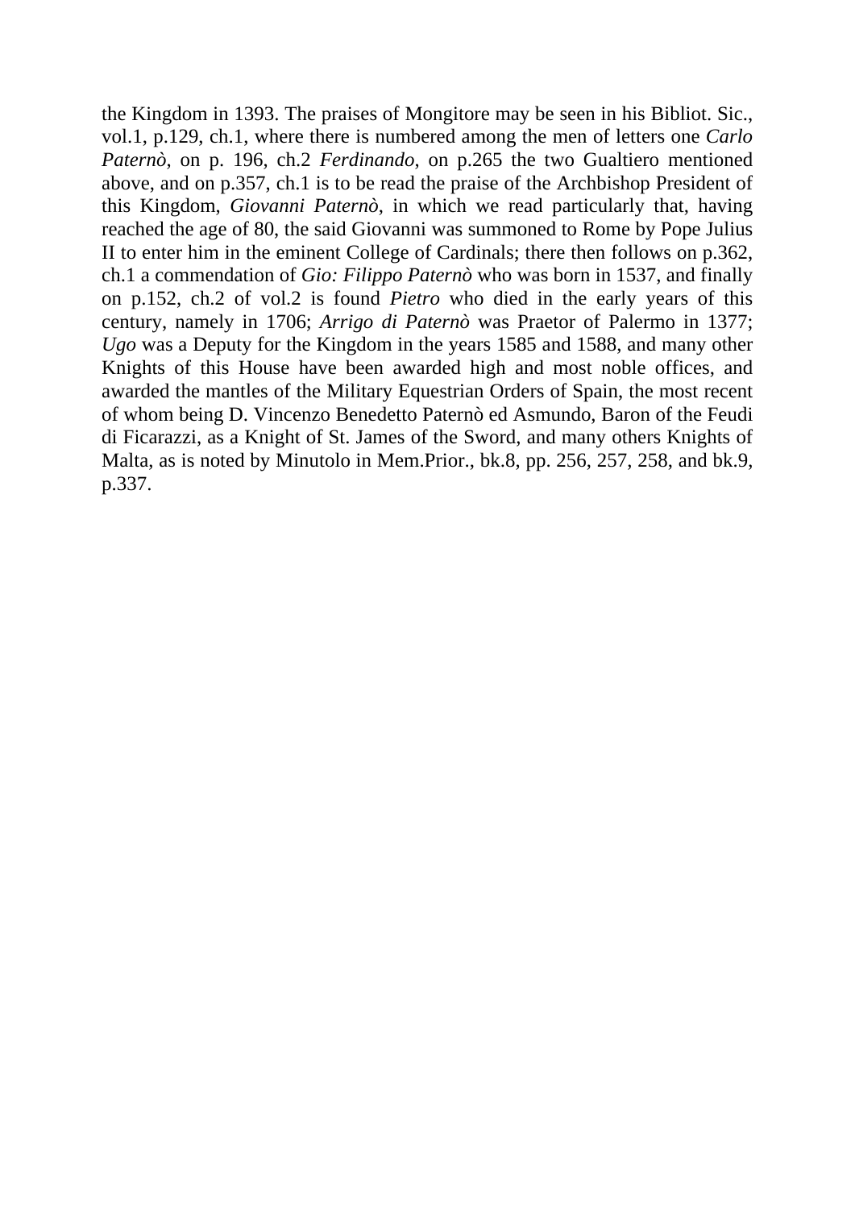the Kingdom in 1393. The praises of Mongitore may be seen in his Bibliot. Sic., vol.1, p.129, ch.1, where there is numbered among the men of letters one *Carlo Paternò*, on p. 196, ch.2 *Ferdinando*, on p.265 the two Gualtiero mentioned above, and on p.357, ch.1 is to be read the praise of the Archbishop President of this Kingdom, *Giovanni Paternò*, in which we read particularly that, having reached the age of 80, the said Giovanni was summoned to Rome by Pope Julius II to enter him in the eminent College of Cardinals; there then follows on p.362, ch.1 a commendation of *Gio: Filippo Paternò* who was born in 1537, and finally on p.152, ch.2 of vol.2 is found *Pietro* who died in the early years of this century, namely in 1706; *Arrigo di Paternò* was Praetor of Palermo in 1377; *Ugo* was a Deputy for the Kingdom in the years 1585 and 1588, and many other Knights of this House have been awarded high and most noble offices, and awarded the mantles of the Military Equestrian Orders of Spain, the most recent of whom being D. Vincenzo Benedetto Paternò ed Asmundo, Baron of the Feudi di Ficarazzi, as a Knight of St. James of the Sword, and many others Knights of Malta, as is noted by Minutolo in Mem.Prior., bk.8, pp. 256, 257, 258, and bk.9, p.337.